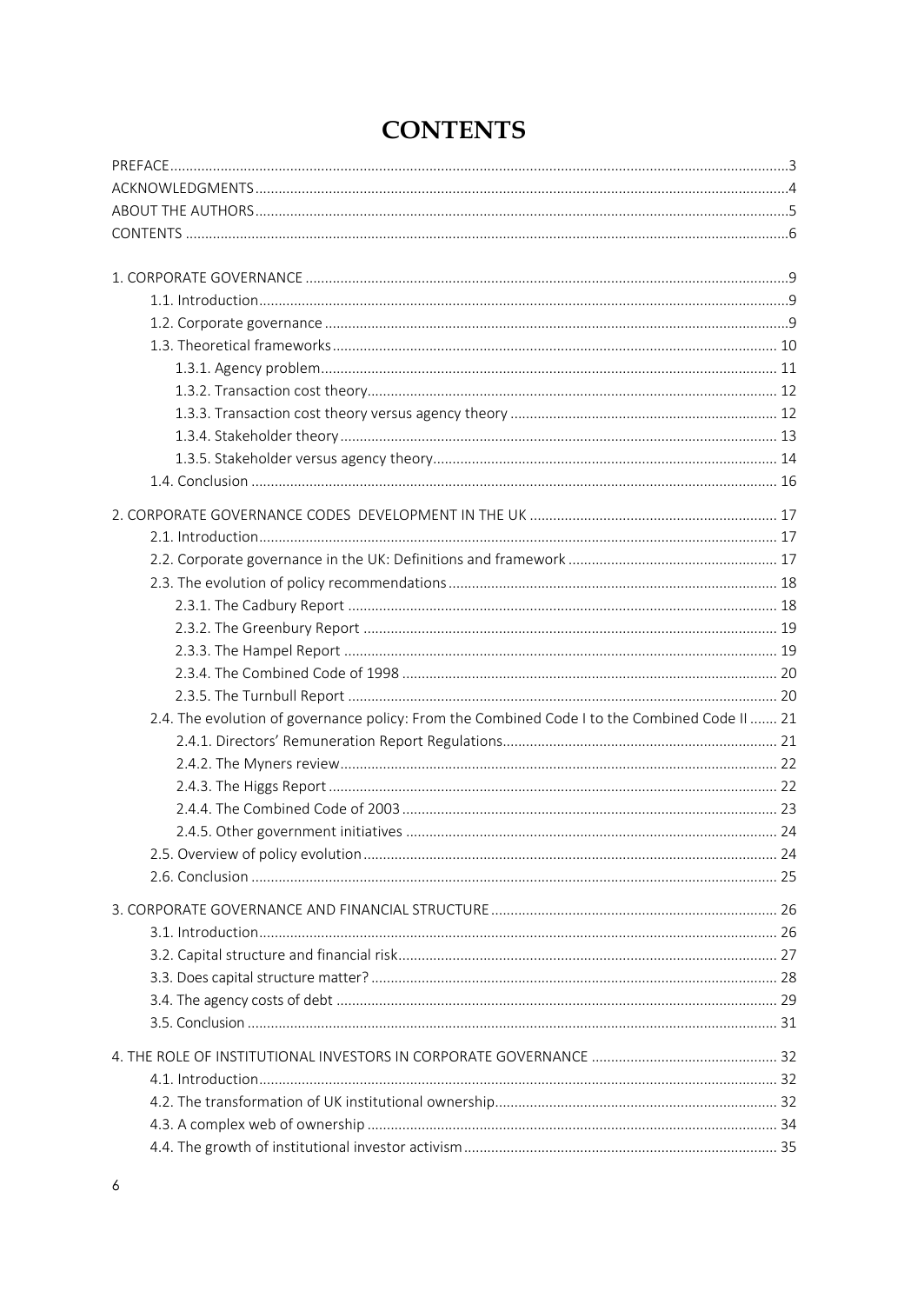# CONTENTS

PREFACE ..... 3
ACKNOWLEDGMENTS ..... 4
ABOUT THE AUTHORS ..... 5
CONTENTS ..... 6

1. CORPORATE GOVERNANCE ..... 9
   - 1.1. Introduction ..... 9
   - 1.2. Corporate governance ..... 9
   - 1.3. Theoretical frameworks ..... 10
     - 1.3.1. Agency problem ..... 11
     - 1.3.2. Transaction cost theory ..... 12
     - 1.3.3. Transaction cost theory versus agency theory ..... 12
     - 1.3.4. Stakeholder theory ..... 13
     - 1.3.5. Stakeholder versus agency theory ..... 14
   - 1.4. Conclusion ..... 16

2. CORPORATE GOVERNANCE CODES DEVELOPMENT IN THE UK ..... 17
   - 2.1. Introduction ..... 17
   - 2.2. Corporate governance in the UK: Definitions and framework ..... 17
   - 2.3. The evolution of policy recommendations ..... 18
     - 2.3.1. The Cadbury Report ..... 18
     - 2.3.2. The Greenbury Report ..... 19
     - 2.3.3. The Hampel Report ..... 19
     - 2.3.4. The Combined Code of 1998 ..... 20
     - 2.3.5. The Turnbull Report ..... 20
   - 2.4. The evolution of governance policy: From the Combined Code I to the Combined Code II ..... 21
     - 2.4.1. Directors' Remuneration Report Regulations ..... 21
     - 2.4.2. The Myners review ..... 22
     - 2.4.3. The Higgs Report ..... 22
     - 2.4.4. The Combined Code of 2003 ..... 23
     - 2.4.5. Other government initiatives ..... 24
   - 2.5. Overview of policy evolution ..... 24
   - 2.6. Conclusion ..... 25

3. CORPORATE GOVERNANCE AND FINANCIAL STRUCTURE ..... 26
   - 3.1. Introduction ..... 26
   - 3.2. Capital structure and financial risk ..... 27
   - 3.3. Does capital structure matter? ..... 28
   - 3.4. The agency costs of debt ..... 29
   - 3.5. Conclusion ..... 31

4. THE ROLE OF INSTITUTIONAL INVESTORS IN CORPORATE GOVERNANCE ..... 32
   - 4.1. Introduction ..... 32
   - 4.2. The transformation of UK institutional ownership ..... 32
   - 4.3. A complex web of ownership ..... 34
   - 4.4. The growth of institutional investor activism ..... 35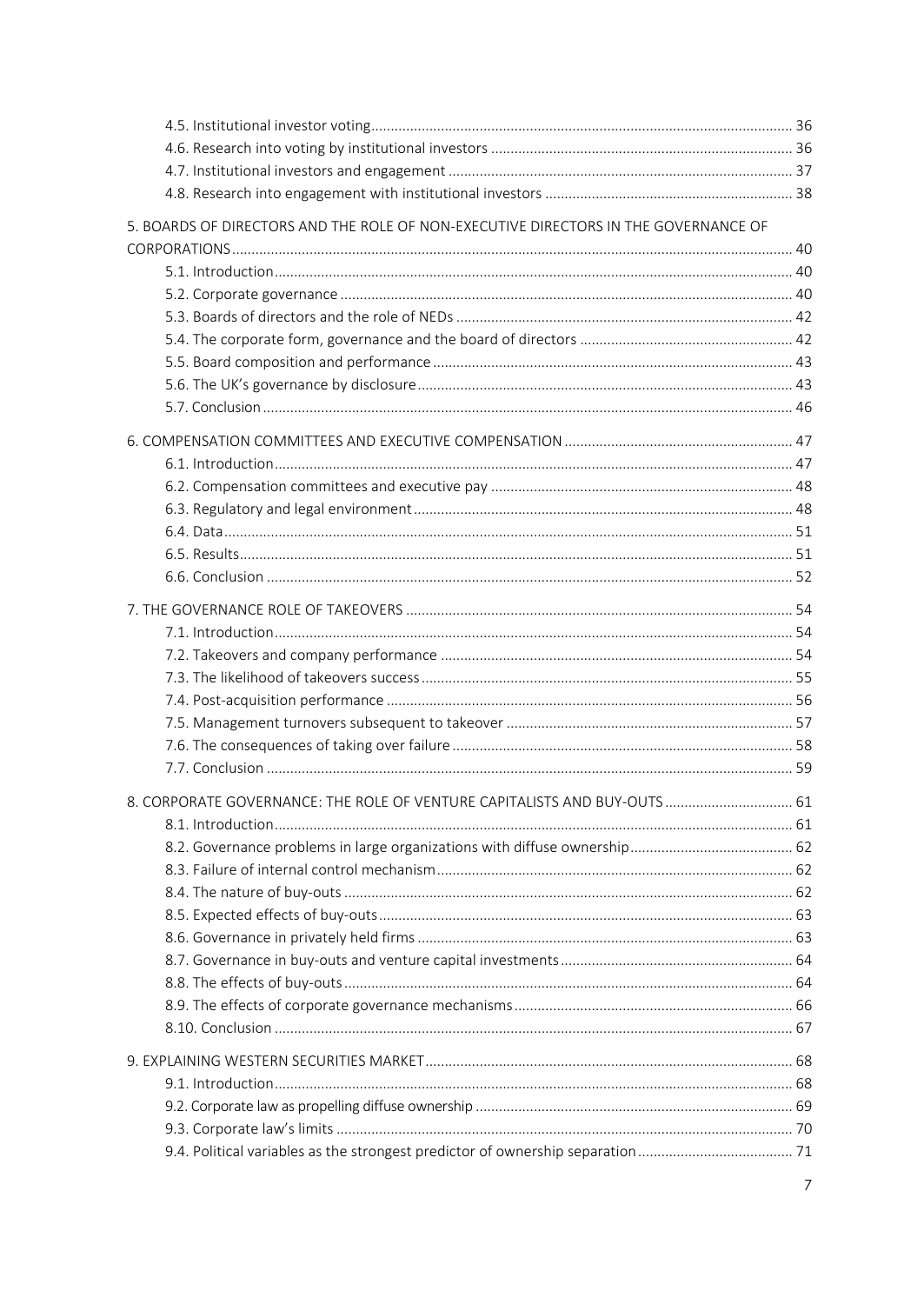4.5. Institutional investor voting ........................................ 36
4.6. Research into voting by institutional investors ........................................ 36
4.7. Institutional investors and engagement ........................................ 37
4.8. Research into engagement with institutional investors ........................................ 38

5. BOARDS OF DIRECTORS AND THE ROLE OF NON-EXECUTIVE DIRECTORS IN THE GOVERNANCE OF CORPORATIONS ........................................ 40
5.1. Introduction ........................................ 40
5.2. Corporate governance ........................................ 40
5.3. Boards of directors and the role of NEDs ........................................ 42
5.4. The corporate form, governance and the board of directors ........................................ 42
5.5. Board composition and performance ........................................ 43
5.6. The UK's governance by disclosure ........................................ 43
5.7. Conclusion ........................................ 46

6. COMPENSATION COMMITTEES AND EXECUTIVE COMPENSATION ........................................ 47
6.1. Introduction ........................................ 47
6.2. Compensation committees and executive pay ........................................ 48
6.3. Regulatory and legal environment ........................................ 48
6.4. Data ........................................ 51
6.5. Results ........................................ 51
6.6. Conclusion ........................................ 52

7. THE GOVERNANCE ROLE OF TAKEOVERS ........................................ 54
7.1. Introduction ........................................ 54
7.2. Takeovers and company performance ........................................ 54
7.3. The likelihood of takeovers success ........................................ 55
7.4. Post-acquisition performance ........................................ 56
7.5. Management turnovers subsequent to takeover ........................................ 57
7.6. The consequences of taking over failure ........................................ 58
7.7. Conclusion ........................................ 59

8. CORPORATE GOVERNANCE: THE ROLE OF VENTURE CAPITALISTS AND BUY-OUTS ........................................ 61
8.1. Introduction ........................................ 61
8.2. Governance problems in large organizations with diffuse ownership ........................................ 62
8.3. Failure of internal control mechanism ........................................ 62
8.4. The nature of buy-outs ........................................ 62
8.5. Expected effects of buy-outs ........................................ 63
8.6. Governance in privately held firms ........................................ 63
8.7. Governance in buy-outs and venture capital investments ........................................ 64
8.8. The effects of buy-outs ........................................ 64
8.9. The effects of corporate governance mechanisms ........................................ 66
8.10. Conclusion ........................................ 67

9. EXPLAINING WESTERN SECURITIES MARKET ........................................ 68
9.1. Introduction ........................................ 68
9.2. Corporate law as propelling diffuse ownership ........................................ 69
9.3. Corporate law's limits ........................................ 70
9.4. Political variables as the strongest predictor of ownership separation ........................................ 71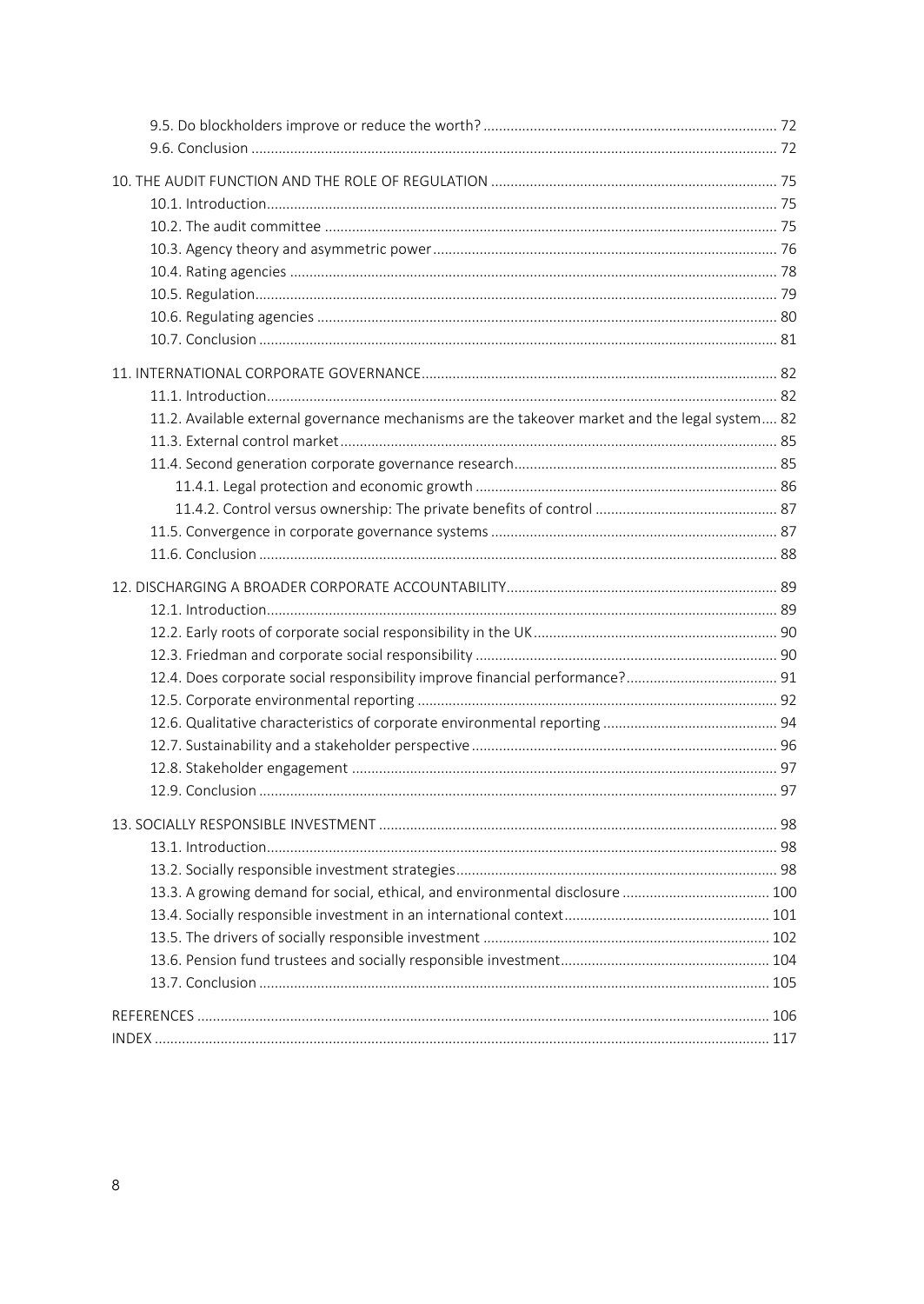9.5. Do blockholders improve or reduce the worth? ... 72
9.6. Conclusion ... 72

10. THE AUDIT FUNCTION AND THE ROLE OF REGULATION ... 75
10.1. Introduction ... 75
10.2. The audit committee ... 75
10.3. Agency theory and asymmetric power ... 76
10.4. Rating agencies ... 78
10.5. Regulation ... 79
10.6. Regulating agencies ... 80
10.7. Conclusion ... 81

11. INTERNATIONAL CORPORATE GOVERNANCE ... 82
11.1. Introduction ... 82
11.2. Available external governance mechanisms are the takeover market and the legal system ... 82
11.3. External control market ... 85
11.4. Second generation corporate governance research ... 85
11.4.1. Legal protection and economic growth ... 86
11.4.2. Control versus ownership: The private benefits of control ... 87
11.5. Convergence in corporate governance systems ... 87
11.6. Conclusion ... 88

12. DISCHARGING A BROADER CORPORATE ACCOUNTABILITY ... 89
12.1. Introduction ... 89
12.2. Early roots of corporate social responsibility in the UK ... 90
12.3. Friedman and corporate social responsibility ... 90
12.4. Does corporate social responsibility improve financial performance? ... 91
12.5. Corporate environmental reporting ... 92
12.6. Qualitative characteristics of corporate environmental reporting ... 94
12.7. Sustainability and a stakeholder perspective ... 96
12.8. Stakeholder engagement ... 97
12.9. Conclusion ... 97

13. SOCIALLY RESPONSIBLE INVESTMENT ... 98
13.1. Introduction ... 98
13.2. Socially responsible investment strategies ... 98
13.3. A growing demand for social, ethical, and environmental disclosure ... 100
13.4. Socially responsible investment in an international context ... 101
13.5. The drivers of socially responsible investment ... 102
13.6. Pension fund trustees and socially responsible investment ... 104
13.7. Conclusion ... 105

REFERENCES ... 106
INDEX ... 117